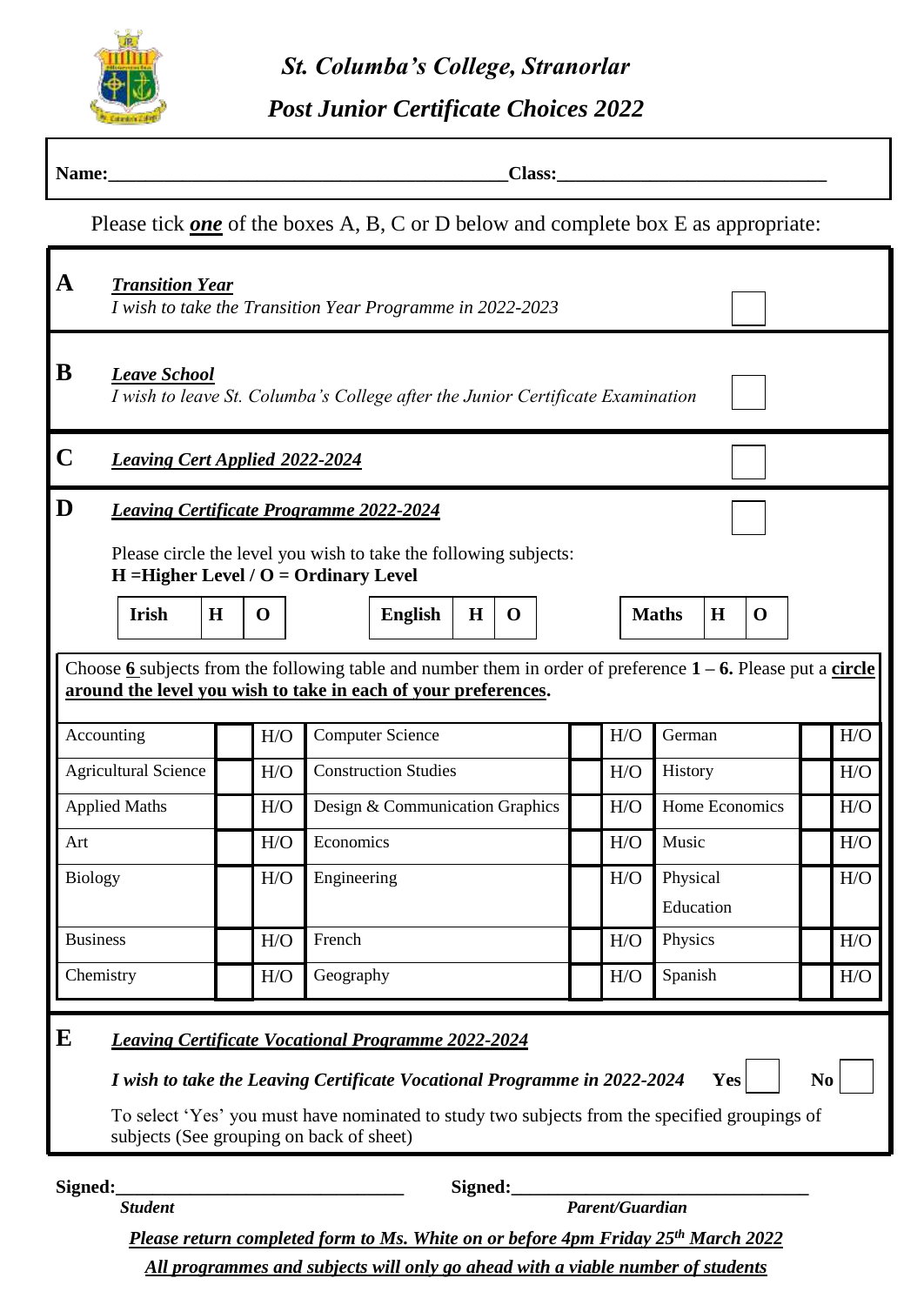# *St. Columba's College, Stranorlar*

## *Post Junior Certificate Choices 2022*

**Name:**\_\_\_\_\_\_\_\_\_\_\_\_\_\_\_\_\_\_\_\_\_\_\_\_\_\_\_\_\_\_\_\_\_\_\_\_\_\_\_\_\_\_**Class:**\_\_\_\_\_\_\_\_\_\_\_\_\_\_\_\_\_\_\_\_\_\_\_\_\_\_\_\_\_\_

Please tick ***one*** of the boxes A, B, C or D below and complete box E as appropriate:

**A** ***Transition Year***

*I wish to take the Transition Year Programme in 2022-2023* ☐

**B** ***Leave School***

*I wish to leave St. Columba's College after the Junior Certificate Examination* ☐

**C** ***Leaving Cert Applied 2022-2024*** ☐

**D** ***Leaving Certificate Programme 2022-2024*** ☐

Please circle the level you wish to take the following subjects:
**H =Higher Level / O = Ordinary Level**

| **Irish** | **H** | **O** | **English** | **H** | **O** | **Maths** | **H** | **O** |
|---|---|---|---|---|---|---|---|---|

Choose 6 subjects from the following table and number them in order of preference **1 – 6.** Please put a **circle around the level you wish to take in each of your preferences.**

| Subject | | Level | Subject | | Level | Subject | | Level |
|---|---|---|---|---|---|---|---|---|
| Accounting | | H/O | Computer Science | | H/O | German | | H/O |
| Agricultural Science | | H/O | Construction Studies | | H/O | History | | H/O |
| Applied Maths | | H/O | Design & Communication Graphics | | H/O | Home Economics | | H/O |
| Art | | H/O | Economics | | H/O | Music | | H/O |
| Biology | | H/O | Engineering | | H/O | Physical Education | | H/O |
| Business | | H/O | French | | H/O | Physics | | H/O |
| Chemistry | | H/O | Geography | | H/O | Spanish | | H/O |

**E** ***Leaving Certificate Vocational Programme 2022-2024***

***I wish to take the Leaving Certificate Vocational Programme in 2022-2024*** **Yes** ☐ **No** ☐

To select 'Yes' you must have nominated to study two subjects from the specified groupings of subjects (See grouping on back of sheet)

**Signed:**\_\_\_\_\_\_\_\_\_\_\_\_\_\_\_\_\_\_\_\_\_\_\_\_\_\_\_\_\_\_ **Signed:**\_\_\_\_\_\_\_\_\_\_\_\_\_\_\_\_\_\_\_\_\_\_\_\_\_\_\_\_\_\_

***Student*** ***Parent/Guardian***

***Please return completed form to Ms. White on or before 4pm Friday 25th March 2022***

***All programmes and subjects will only go ahead with a viable number of students***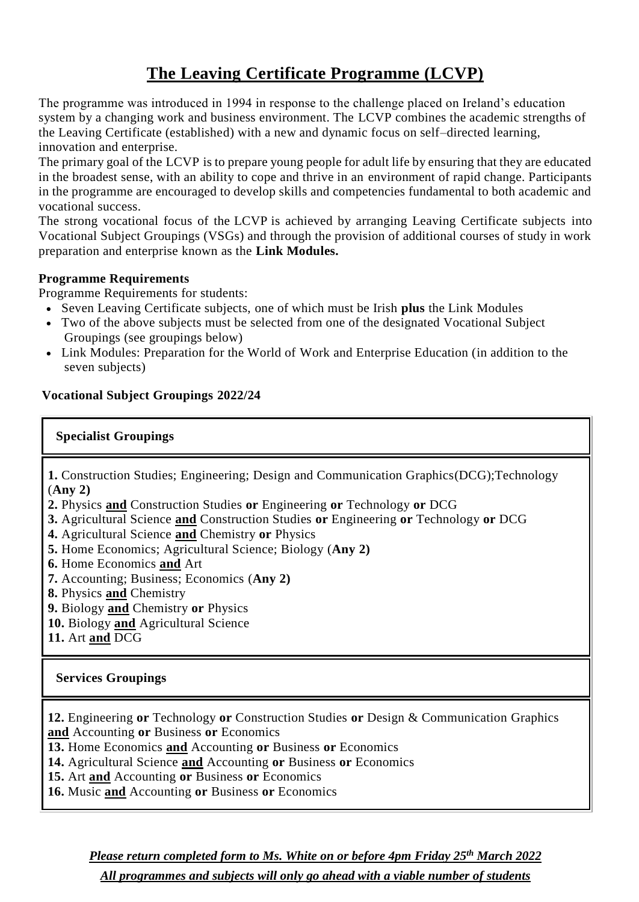# The Leaving Certificate Programme (LCVP)

The programme was introduced in 1994 in response to the challenge placed on Ireland's education system by a changing work and business environment. The LCVP combines the academic strengths of the Leaving Certificate (established) with a new and dynamic focus on self–directed learning, innovation and enterprise.

The primary goal of the LCVP is to prepare young people for adult life by ensuring that they are educated in the broadest sense, with an ability to cope and thrive in an environment of rapid change. Participants in the programme are encouraged to develop skills and competencies fundamental to both academic and vocational success.

The strong vocational focus of the LCVP is achieved by arranging Leaving Certificate subjects into Vocational Subject Groupings (VSGs) and through the provision of additional courses of study in work preparation and enterprise known as the **Link Modules.**

**Programme Requirements**

Programme Requirements for students:

- Seven Leaving Certificate subjects, one of which must be Irish **plus** the Link Modules
- Two of the above subjects must be selected from one of the designated Vocational Subject Groupings (see groupings below)
- Link Modules: Preparation for the World of Work and Enterprise Education (in addition to the seven subjects)

**Vocational Subject Groupings 2022/24**

**Specialist Groupings**

**1.** Construction Studies; Engineering; Design and Communication Graphics(DCG);Technology (**Any 2)**
**2.** Physics **and** Construction Studies **or** Engineering **or** Technology **or** DCG
**3.** Agricultural Science **and** Construction Studies **or** Engineering **or** Technology **or** DCG
**4.** Agricultural Science **and** Chemistry **or** Physics
**5.** Home Economics; Agricultural Science; Biology (**Any 2)**
**6.** Home Economics **and** Art
**7.** Accounting; Business; Economics (**Any 2)**
**8.** Physics **and** Chemistry
**9.** Biology **and** Chemistry **or** Physics
**10.** Biology **and** Agricultural Science
**11.** Art **and** DCG

**Services Groupings**

**12.** Engineering **or** Technology **or** Construction Studies **or** Design & Communication Graphics **and** Accounting **or** Business **or** Economics
**13.** Home Economics **and** Accounting **or** Business **or** Economics
**14.** Agricultural Science **and** Accounting **or** Business **or** Economics
**15.** Art **and** Accounting **or** Business **or** Economics
**16.** Music **and** Accounting **or** Business **or** Economics

***Please return completed form to Ms. White on or before 4pm Friday 25th March 2022***

***All programmes and subjects will only go ahead with a viable number of students***